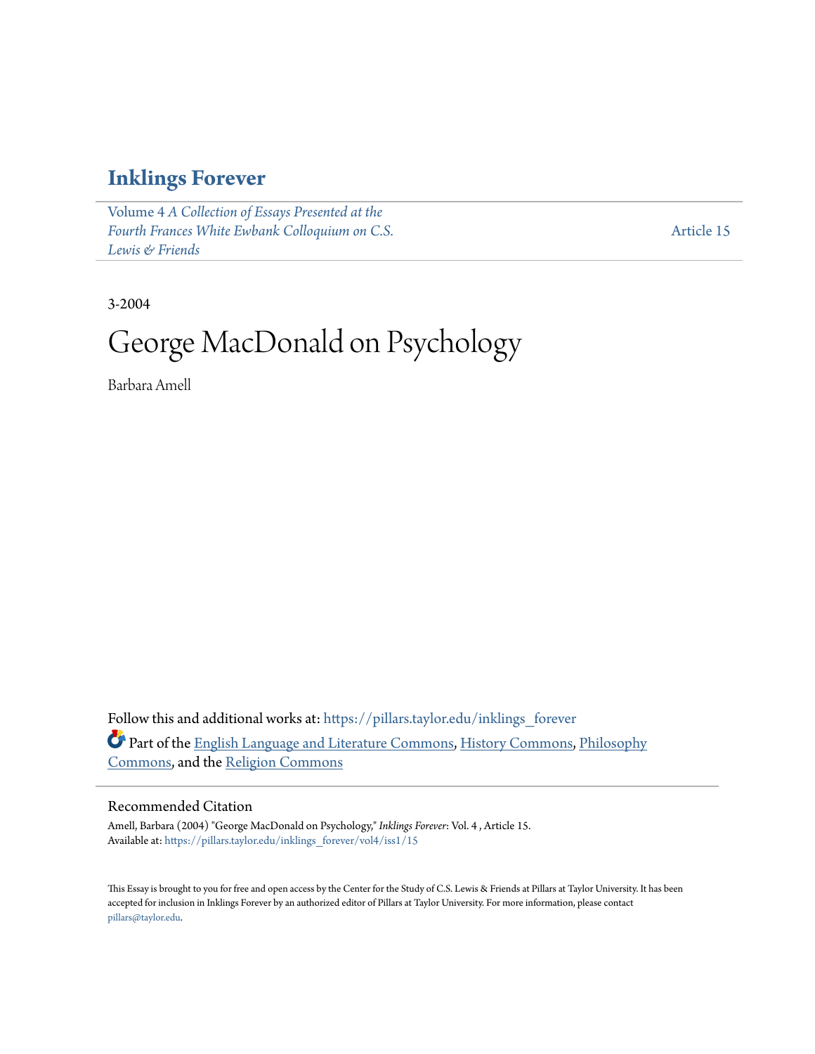# Inklings Forever

Volume 4 *A Collection of Essays Presented at the Fourth Frances White Ewbank Colloquium on C.S. Lewis & Friends*

Article 15

3-2004

# George MacDonald on Psychology

Barbara Amell

Follow this and additional works at: https://pillars.taylor.edu/inklings_forever

Part of the English Language and Literature Commons, History Commons, Philosophy Commons, and the Religion Commons

## Recommended Citation

Amell, Barbara (2004) "George MacDonald on Psychology," *Inklings Forever*: Vol. 4 , Article 15.
Available at: https://pillars.taylor.edu/inklings_forever/vol4/iss1/15

This Essay is brought to you for free and open access by the Center for the Study of C.S. Lewis & Friends at Pillars at Taylor University. It has been accepted for inclusion in Inklings Forever by an authorized editor of Pillars at Taylor University. For more information, please contact pillars@taylor.edu.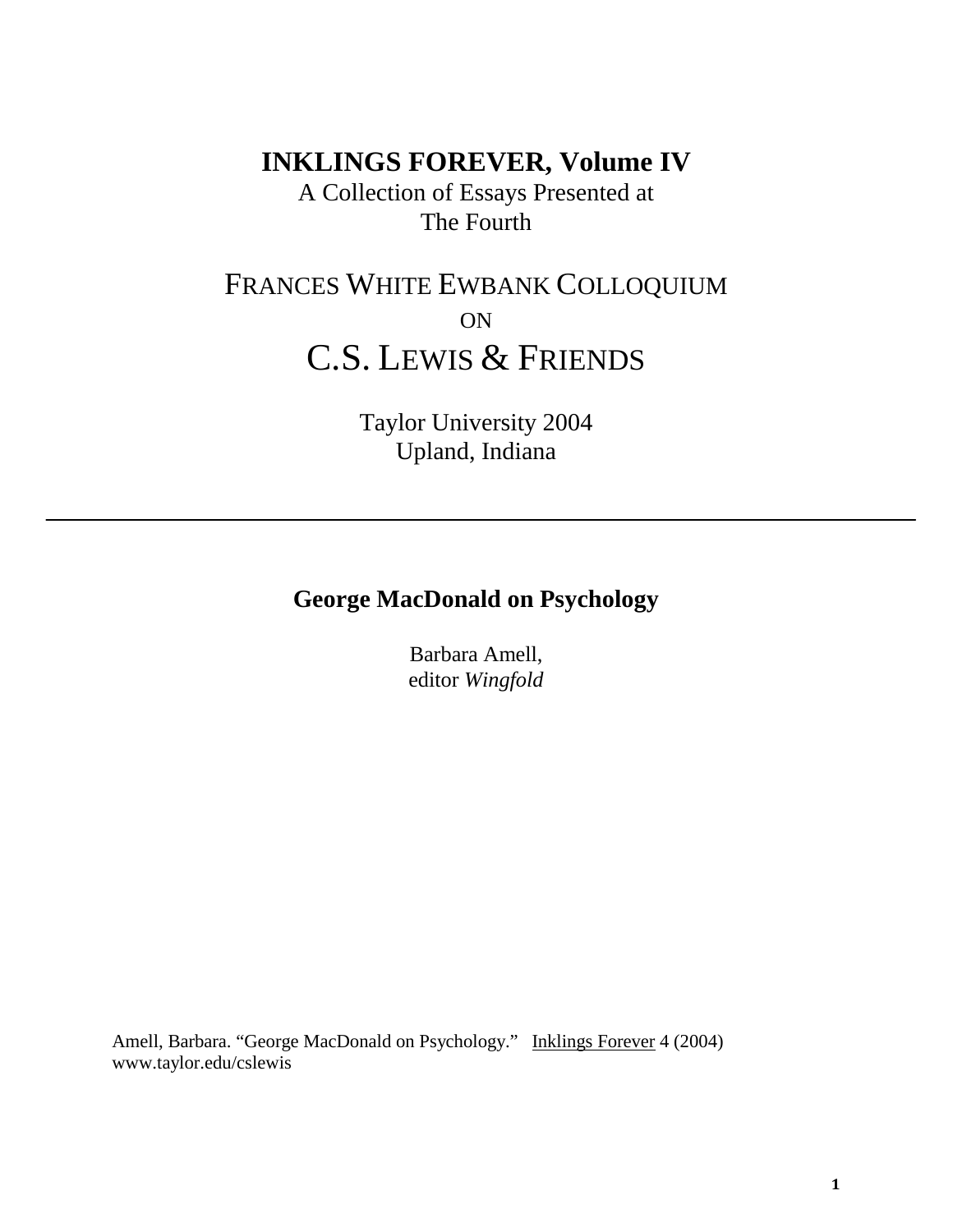# INKLINGS FOREVER, Volume IV

A Collection of Essays Presented at
The Fourth

## FRANCES WHITE EWBANK COLLOQUIUM
ON
## C.S. LEWIS & FRIENDS

Taylor University 2004
Upland, Indiana

---

### George MacDonald on Psychology

Barbara Amell,
editor *Wingfold*

Amell, Barbara. "George MacDonald on Psychology." Inklings Forever 4 (2004)
www.taylor.edu/cslewis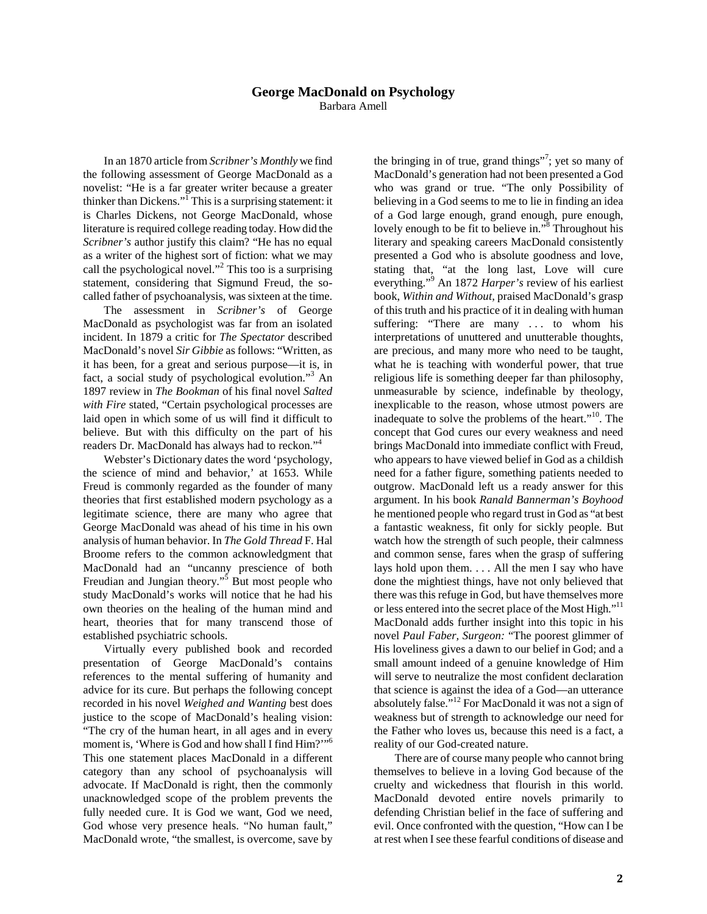## George MacDonald on Psychology

Barbara Amell

In an 1870 article from *Scribner's Monthly* we find the following assessment of George MacDonald as a novelist: "He is a far greater writer because a greater thinker than Dickens."[1] This is a surprising statement: it is Charles Dickens, not George MacDonald, whose literature is required college reading today. How did the *Scribner's* author justify this claim? "He has no equal as a writer of the highest sort of fiction: what we may call the psychological novel."[2] This too is a surprising statement, considering that Sigmund Freud, the so-called father of psychoanalysis, was sixteen at the time.

The assessment in *Scribner's* of George MacDonald as psychologist was far from an isolated incident. In 1879 a critic for *The Spectator* described MacDonald's novel *Sir Gibbie* as follows: "Written, as it has been, for a great and serious purpose—it is, in fact, a social study of psychological evolution."[3] An 1897 review in *The Bookman* of his final novel *Salted with Fire* stated, "Certain psychological processes are laid open in which some of us will find it difficult to believe. But with this difficulty on the part of his readers Dr. MacDonald has always had to reckon."[4]

Webster's Dictionary dates the word 'psychology, the science of mind and behavior,' at 1653. While Freud is commonly regarded as the founder of many theories that first established modern psychology as a legitimate science, there are many who agree that George MacDonald was ahead of his time in his own analysis of human behavior. In *The Gold Thread* F. Hal Broome refers to the common acknowledgment that MacDonald had an "uncanny prescience of both Freudian and Jungian theory."[5] But most people who study MacDonald's works will notice that he had his own theories on the healing of the human mind and heart, theories that for many transcend those of established psychiatric schools.

Virtually every published book and recorded presentation of George MacDonald's contains references to the mental suffering of humanity and advice for its cure. But perhaps the following concept recorded in his novel *Weighed and Wanting* best does justice to the scope of MacDonald's healing vision: "The cry of the human heart, in all ages and in every moment is, 'Where is God and how shall I find Him?'"[6] This one statement places MacDonald in a different category than any school of psychoanalysis will advocate. If MacDonald is right, then the commonly unacknowledged scope of the problem prevents the fully needed cure. It is God we want, God we need, God whose very presence heals. "No human fault," MacDonald wrote, "the smallest, is overcome, save by the bringing in of true, grand things"[7]; yet so many of MacDonald's generation had not been presented a God who was grand or true. "The only Possibility of believing in a God seems to me to lie in finding an idea of a God large enough, grand enough, pure enough, lovely enough to be fit to believe in."[8] Throughout his literary and speaking careers MacDonald consistently presented a God who is absolute goodness and love, stating that, "at the long last, Love will cure everything."[9] An 1872 *Harper's* review of his earliest book, *Within and Without*, praised MacDonald's grasp of this truth and his practice of it in dealing with human suffering: "There are many . . . to whom his interpretations of unuttered and unutterable thoughts, are precious, and many more who need to be taught, what he is teaching with wonderful power, that true religious life is something deeper far than philosophy, unmeasurable by science, indefinable by theology, inexplicable to the reason, whose utmost powers are inadequate to solve the problems of the heart."[10]. The concept that God cures our every weakness and need brings MacDonald into immediate conflict with Freud, who appears to have viewed belief in God as a childish need for a father figure, something patients needed to outgrow. MacDonald left us a ready answer for this argument. In his book *Ranald Bannerman's Boyhood* he mentioned people who regard trust in God as "at best a fantastic weakness, fit only for sickly people. But watch how the strength of such people, their calmness and common sense, fares when the grasp of suffering lays hold upon them. . . . All the men I say who have done the mightiest things, have not only believed that there was this refuge in God, but have themselves more or less entered into the secret place of the Most High."[11] MacDonald adds further insight into this topic in his novel *Paul Faber, Surgeon:* "The poorest glimmer of His loveliness gives a dawn to our belief in God; and a small amount indeed of a genuine knowledge of Him will serve to neutralize the most confident declaration that science is against the idea of a God—an utterance absolutely false."[12] For MacDonald it was not a sign of weakness but of strength to acknowledge our need for the Father who loves us, because this need is a fact, a reality of our God-created nature.

There are of course many people who cannot bring themselves to believe in a loving God because of the cruelty and wickedness that flourish in this world. MacDonald devoted entire novels primarily to defending Christian belief in the face of suffering and evil. Once confronted with the question, "How can I be at rest when I see these fearful conditions of disease and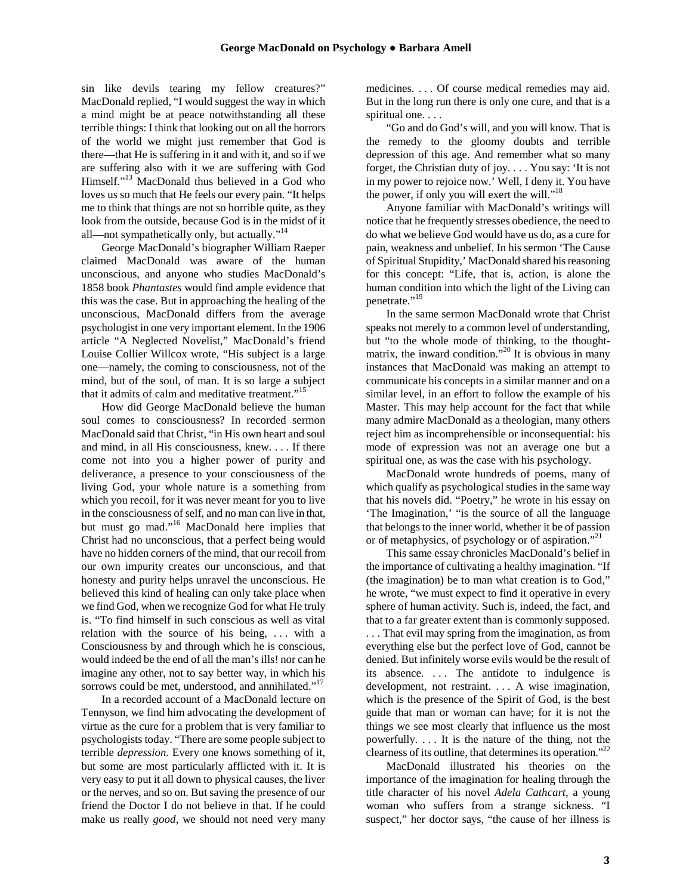sin like devils tearing my fellow creatures?" MacDonald replied, "I would suggest the way in which a mind might be at peace notwithstanding all these terrible things: I think that looking out on all the horrors of the world we might just remember that God is there—that He is suffering in it and with it, and so if we are suffering also with it we are suffering with God Himself."[13] MacDonald thus believed in a God who loves us so much that He feels our every pain. "It helps me to think that things are not so horrible quite, as they look from the outside, because God is in the midst of it all—not sympathetically only, but actually."[14]

George MacDonald's biographer William Raeper claimed MacDonald was aware of the human unconscious, and anyone who studies MacDonald's 1858 book *Phantastes* would find ample evidence that this was the case. But in approaching the healing of the unconscious, MacDonald differs from the average psychologist in one very important element. In the 1906 article "A Neglected Novelist," MacDonald's friend Louise Collier Willcox wrote, "His subject is a large one—namely, the coming to consciousness, not of the mind, but of the soul, of man. It is so large a subject that it admits of calm and meditative treatment."[15]

How did George MacDonald believe the human soul comes to consciousness? In recorded sermon MacDonald said that Christ, "in His own heart and soul and mind, in all His consciousness, knew. . . . If there come not into you a higher power of purity and deliverance, a presence to your consciousness of the living God, your whole nature is a something from which you recoil, for it was never meant for you to live in the consciousness of self, and no man can live in that, but must go mad."[16] MacDonald here implies that Christ had no unconscious, that a perfect being would have no hidden corners of the mind, that our recoil from our own impurity creates our unconscious, and that honesty and purity helps unravel the unconscious. He believed this kind of healing can only take place when we find God, when we recognize God for what He truly is. "To find himself in such conscious as well as vital relation with the source of his being, . . . with a Consciousness by and through which he is conscious, would indeed be the end of all the man's ills! nor can he imagine any other, not to say better way, in which his sorrows could be met, understood, and annihilated."[17]

In a recorded account of a MacDonald lecture on Tennyson, we find him advocating the development of virtue as the cure for a problem that is very familiar to psychologists today. "There are some people subject to terrible *depression*. Every one knows something of it, but some are most particularly afflicted with it. It is very easy to put it all down to physical causes, the liver or the nerves, and so on. But saving the presence of our friend the Doctor I do not believe in that. If he could make us really *good*, we should not need very many medicines. . . . Of course medical remedies may aid. But in the long run there is only one cure, and that is a spiritual one. . . .

"Go and do God's will, and you will know. That is the remedy to the gloomy doubts and terrible depression of this age. And remember what so many forget, the Christian duty of joy. . . . You say: 'It is not in my power to rejoice now.' Well, I deny it. You have the power, if only you will exert the will."[18]

Anyone familiar with MacDonald's writings will notice that he frequently stresses obedience, the need to do what we believe God would have us do, as a cure for pain, weakness and unbelief. In his sermon 'The Cause of Spiritual Stupidity,' MacDonald shared his reasoning for this concept: "Life, that is, action, is alone the human condition into which the light of the Living can penetrate."[19]

In the same sermon MacDonald wrote that Christ speaks not merely to a common level of understanding, but "to the whole mode of thinking, to the thought-matrix, the inward condition."[20] It is obvious in many instances that MacDonald was making an attempt to communicate his concepts in a similar manner and on a similar level, in an effort to follow the example of his Master. This may help account for the fact that while many admire MacDonald as a theologian, many others reject him as incomprehensible or inconsequential: his mode of expression was not an average one but a spiritual one, as was the case with his psychology.

MacDonald wrote hundreds of poems, many of which qualify as psychological studies in the same way that his novels did. "Poetry," he wrote in his essay on 'The Imagination,' "is the source of all the language that belongs to the inner world, whether it be of passion or of metaphysics, of psychology or of aspiration."[21]

This same essay chronicles MacDonald's belief in the importance of cultivating a healthy imagination. "If (the imagination) be to man what creation is to God," he wrote, "we must expect to find it operative in every sphere of human activity. Such is, indeed, the fact, and that to a far greater extent than is commonly supposed. . . . That evil may spring from the imagination, as from everything else but the perfect love of God, cannot be denied. But infinitely worse evils would be the result of its absence. . . . The antidote to indulgence is development, not restraint. . . . A wise imagination, which is the presence of the Spirit of God, is the best guide that man or woman can have; for it is not the things we see most clearly that influence us the most powerfully. . . . It is the nature of the thing, not the clearness of its outline, that determines its operation."[22]

MacDonald illustrated his theories on the importance of the imagination for healing through the title character of his novel *Adela Cathcart*, a young woman who suffers from a strange sickness. "I suspect," her doctor says, "the cause of her illness is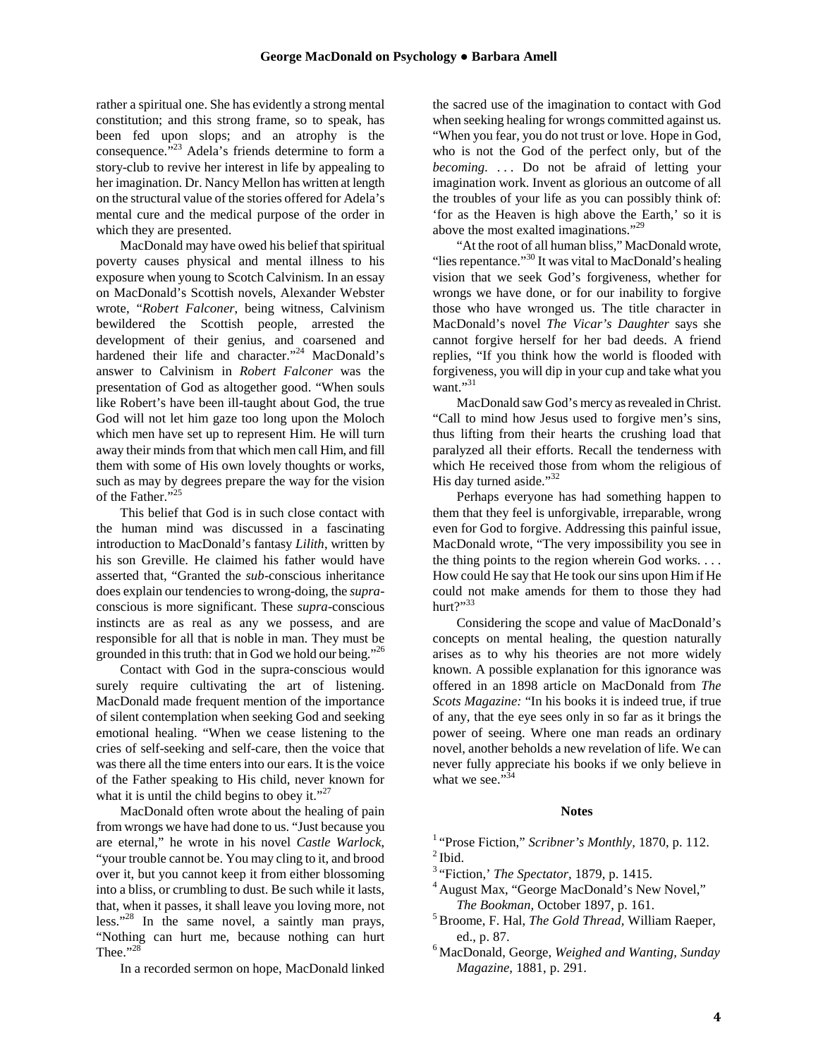rather a spiritual one. She has evidently a strong mental constitution; and this strong frame, so to speak, has been fed upon slops; and an atrophy is the consequence."[23] Adela's friends determine to form a story-club to revive her interest in life by appealing to her imagination. Dr. Nancy Mellon has written at length on the structural value of the stories offered for Adela's mental cure and the medical purpose of the order in which they are presented.

MacDonald may have owed his belief that spiritual poverty causes physical and mental illness to his exposure when young to Scotch Calvinism. In an essay on MacDonald's Scottish novels, Alexander Webster wrote, "*Robert Falconer*, being witness, Calvinism bewildered the Scottish people, arrested the development of their genius, and coarsened and hardened their life and character."[24] MacDonald's answer to Calvinism in *Robert Falconer* was the presentation of God as altogether good. "When souls like Robert's have been ill-taught about God, the true God will not let him gaze too long upon the Moloch which men have set up to represent Him. He will turn away their minds from that which men call Him, and fill them with some of His own lovely thoughts or works, such as may by degrees prepare the way for the vision of the Father."[25]

This belief that God is in such close contact with the human mind was discussed in a fascinating introduction to MacDonald's fantasy *Lilith*, written by his son Greville. He claimed his father would have asserted that, "Granted the *sub*-conscious inheritance does explain our tendencies to wrong-doing, the *supra*-conscious is more significant. These *supra*-conscious instincts are as real as any we possess, and are responsible for all that is noble in man. They must be grounded in this truth: that in God we hold our being."[26]

Contact with God in the supra-conscious would surely require cultivating the art of listening. MacDonald made frequent mention of the importance of silent contemplation when seeking God and seeking emotional healing. "When we cease listening to the cries of self-seeking and self-care, then the voice that was there all the time enters into our ears. It is the voice of the Father speaking to His child, never known for what it is until the child begins to obey it."[27]

MacDonald often wrote about the healing of pain from wrongs we have had done to us. "Just because you are eternal," he wrote in his novel *Castle Warlock*, "your trouble cannot be. You may cling to it, and brood over it, but you cannot keep it from either blossoming into a bliss, or crumbling to dust. Be such while it lasts, that, when it passes, it shall leave you loving more, not less."[28] In the same novel, a saintly man prays, "Nothing can hurt me, because nothing can hurt Thee."[28]

In a recorded sermon on hope, MacDonald linked the sacred use of the imagination to contact with God when seeking healing for wrongs committed against us. "When you fear, you do not trust or love. Hope in God, who is not the God of the perfect only, but of the *becoming*. . . . Do not be afraid of letting your imagination work. Invent as glorious an outcome of all the troubles of your life as you can possibly think of: 'for as the Heaven is high above the Earth,' so it is above the most exalted imaginations."[29]

"At the root of all human bliss," MacDonald wrote, "lies repentance."[30] It was vital to MacDonald's healing vision that we seek God's forgiveness, whether for wrongs we have done, or for our inability to forgive those who have wronged us. The title character in MacDonald's novel *The Vicar's Daughter* says she cannot forgive herself for her bad deeds. A friend replies, "If you think how the world is flooded with forgiveness, you will dip in your cup and take what you want."[31]

MacDonald saw God's mercy as revealed in Christ. "Call to mind how Jesus used to forgive men's sins, thus lifting from their hearts the crushing load that paralyzed all their efforts. Recall the tenderness with which He received those from whom the religious of His day turned aside."[32]

Perhaps everyone has had something happen to them that they feel is unforgivable, irreparable, wrong even for God to forgive. Addressing this painful issue, MacDonald wrote, "The very impossibility you see in the thing points to the region wherein God works. . . . How could He say that He took our sins upon Him if He could not make amends for them to those they had hurt?"[33]

Considering the scope and value of MacDonald's concepts on mental healing, the question naturally arises as to why his theories are not more widely known. A possible explanation for this ignorance was offered in an 1898 article on MacDonald from *The Scots Magazine:* "In his books it is indeed true, if true of any, that the eye sees only in so far as it brings the power of seeing. Where one man reads an ordinary novel, another beholds a new revelation of life. We can never fully appreciate his books if we only believe in what we see."[34]

## Notes

1. "Prose Fiction," *Scribner's Monthly*, 1870, p. 112.
2. Ibid.
3. "Fiction,' *The Spectator*, 1879, p. 1415.
4. August Max, "George MacDonald's New Novel," *The Bookman*, October 1897, p. 161.
5. Broome, F. Hal, *The Gold Thread*, William Raeper, ed., p. 87.
6. MacDonald, George, *Weighed and Wanting, Sunday Magazine*, 1881, p. 291.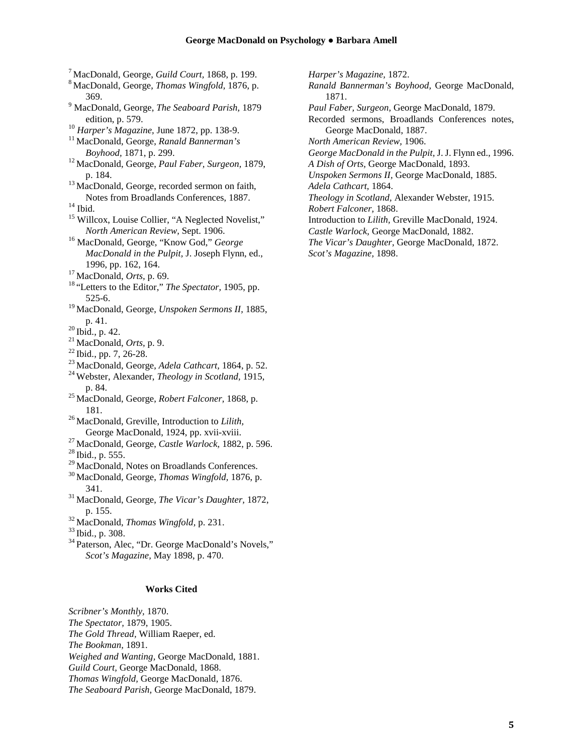[7] MacDonald, George, *Guild Court,* 1868, p. 199.

[8] MacDonald, George, *Thomas Wingfold,* 1876, p. 369.

[9] MacDonald, George, *The Seaboard Parish,* 1879 edition, p. 579.

[10] *Harper's Magazine,* June 1872, pp. 138-9.

[11] MacDonald, George, *Ranald Bannerman's Boyhood,* 1871, p. 299.

[12] MacDonald, George, *Paul Faber, Surgeon,* 1879, p. 184.

[13] MacDonald, George, recorded sermon on faith, Notes from Broadlands Conferences, 1887.

[14] Ibid.

[15] Willcox, Louise Collier, "A Neglected Novelist," *North American Review,* Sept. 1906.

[16] MacDonald, George, "Know God," *George MacDonald in the Pulpit,* J. Joseph Flynn, ed., 1996, pp. 162, 164.

[17] MacDonald, *Orts,* p. 69.

[18] "Letters to the Editor," *The Spectator,* 1905, pp. 525-6.

[19] MacDonald, George, *Unspoken Sermons II,* 1885, p. 41.

[20] Ibid., p. 42.

[21] MacDonald, *Orts,* p. 9.

[22] Ibid., pp. 7, 26-28.

[23] MacDonald, George, *Adela Cathcart,* 1864, p. 52.

[24] Webster, Alexander, *Theology in Scotland,* 1915, p. 84.

[25] MacDonald, George, *Robert Falconer,* 1868, p. 181.

[26] MacDonald, Greville, Introduction to *Lilith,* George MacDonald, 1924, pp. xvii-xviii.

[27] MacDonald, George, *Castle Warlock,* 1882, p. 596.

[28] Ibid., p. 555.

[29] MacDonald, Notes on Broadlands Conferences.

[30] MacDonald, George, *Thomas Wingfold,* 1876, p. 341.

[31] MacDonald, George, *The Vicar's Daughter,* 1872, p. 155.

[32] MacDonald, *Thomas Wingfold,* p. 231.

[33] Ibid., p. 308.

[34] Paterson, Alec, "Dr. George MacDonald's Novels," *Scot's Magazine,* May 1898, p. 470.

### Works Cited

*Scribner's Monthly,* 1870.
*The Spectator,* 1879, 1905.
*The Gold Thread,* William Raeper, ed.
*The Bookman,* 1891.
*Weighed and Wanting,* George MacDonald, 1881.
*Guild Court,* George MacDonald, 1868.
*Thomas Wingfold,* George MacDonald, 1876.
*The Seaboard Parish,* George MacDonald, 1879.
*Harper's Magazine,* 1872.
*Ranald Bannerman's Boyhood,* George MacDonald, 1871.
*Paul Faber, Surgeon,* George MacDonald, 1879.
Recorded sermons, Broadlands Conferences notes, George MacDonald, 1887.
*North American Review,* 1906.
*George MacDonald in the Pulpit,* J. J. Flynn ed., 1996.
*A Dish of Orts,* George MacDonald, 1893.
*Unspoken Sermons II,* George MacDonald, 1885.
*Adela Cathcart,* 1864.
*Theology in Scotland,* Alexander Webster, 1915.
*Robert Falconer,* 1868.
Introduction to *Lilith,* Greville MacDonald, 1924.
*Castle Warlock,* George MacDonald, 1882.
*The Vicar's Daughter,* George MacDonald, 1872.
*Scot's Magazine,* 1898.